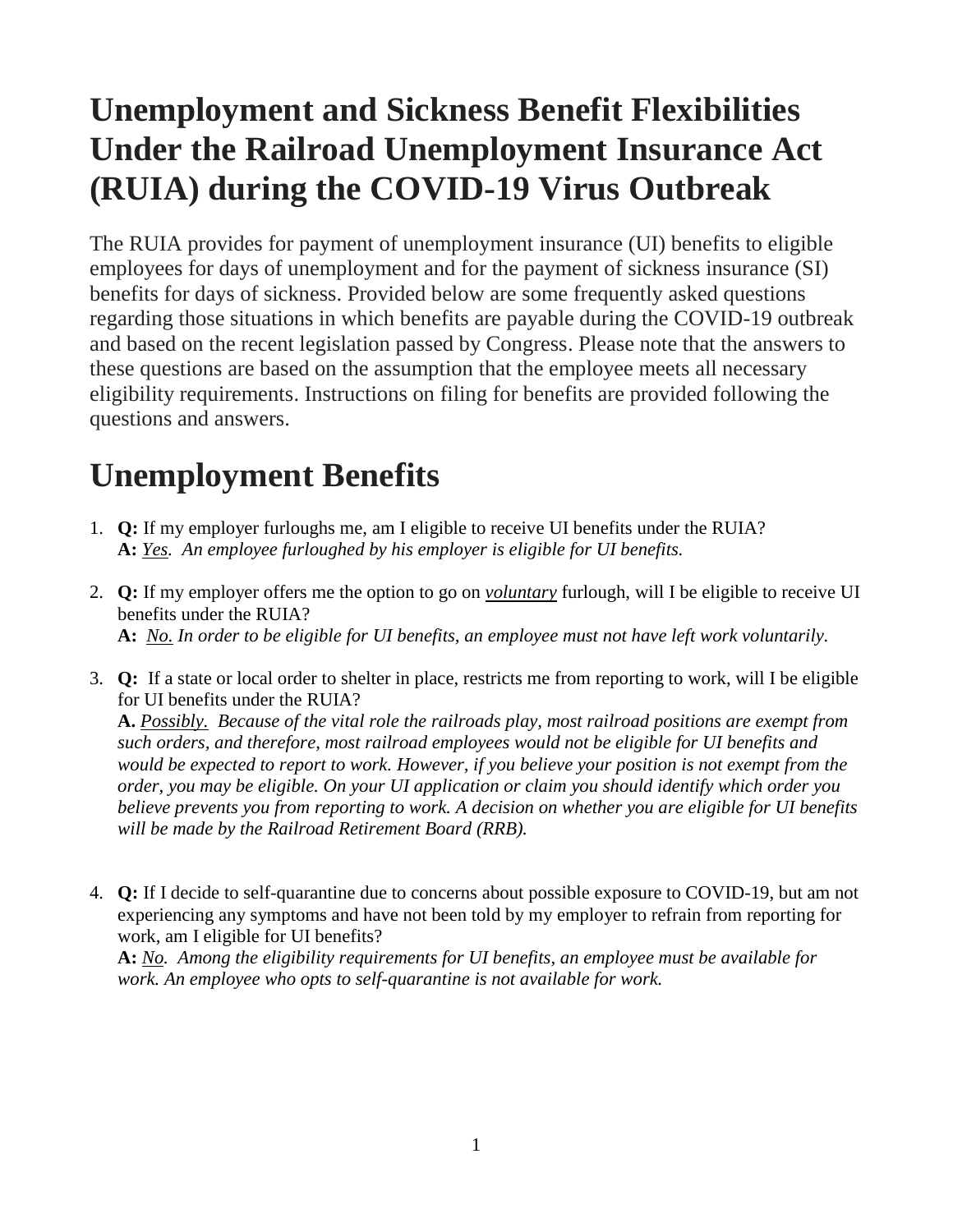# Unemployment and Sickness Benefit Flexibilities Under the Railroad Unemployment Insurance Act (RUIA) during the COVID-19 Virus Outbreak

The RUIA provides for payment of unemployment insurance (UI) benefits to eligible employees for days of unemployment and for the payment of sickness insurance (SI) benefits for days of sickness. Provided below are some frequently asked questions regarding those situations in which benefits are payable during the COVID-19 outbreak and based on the recent legislation passed by Congress. Please note that the answers to these questions are based on the assumption that the employee meets all necessary eligibility requirements. Instructions on filing for benefits are provided following the questions and answers.

# Unemployment Benefits

1. **Q:** If my employer furloughs me, am I eligible to receive UI benefits under the RUIA?
   **A:** *<u>Yes</u>. An employee furloughed by his employer is eligible for UI benefits.*

2. **Q:** If my employer offers me the option to go on ***<u>voluntary</u>*** furlough, will I be eligible to receive UI benefits under the RUIA?
   **A:** *<u>No.</u> In order to be eligible for UI benefits, an employee must not have left work voluntarily.*

3. **Q:** If a state or local order to shelter in place, restricts me from reporting to work, will I be eligible for UI benefits under the RUIA?
   **A.** *<u>Possibly.</u> Because of the vital role the railroads play, most railroad positions are exempt from such orders, and therefore, most railroad employees would not be eligible for UI benefits and would be expected to report to work. However, if you believe your position is not exempt from the order, you may be eligible. On your UI application or claim you should identify which order you believe prevents you from reporting to work. A decision on whether you are eligible for UI benefits will be made by the Railroad Retirement Board (RRB).*

4. **Q:** If I decide to self-quarantine due to concerns about possible exposure to COVID-19, but am not experiencing any symptoms and have not been told by my employer to refrain from reporting for work, am I eligible for UI benefits?
   **A:** *<u>No</u>. Among the eligibility requirements for UI benefits, an employee must be available for work. An employee who opts to self-quarantine is not available for work.*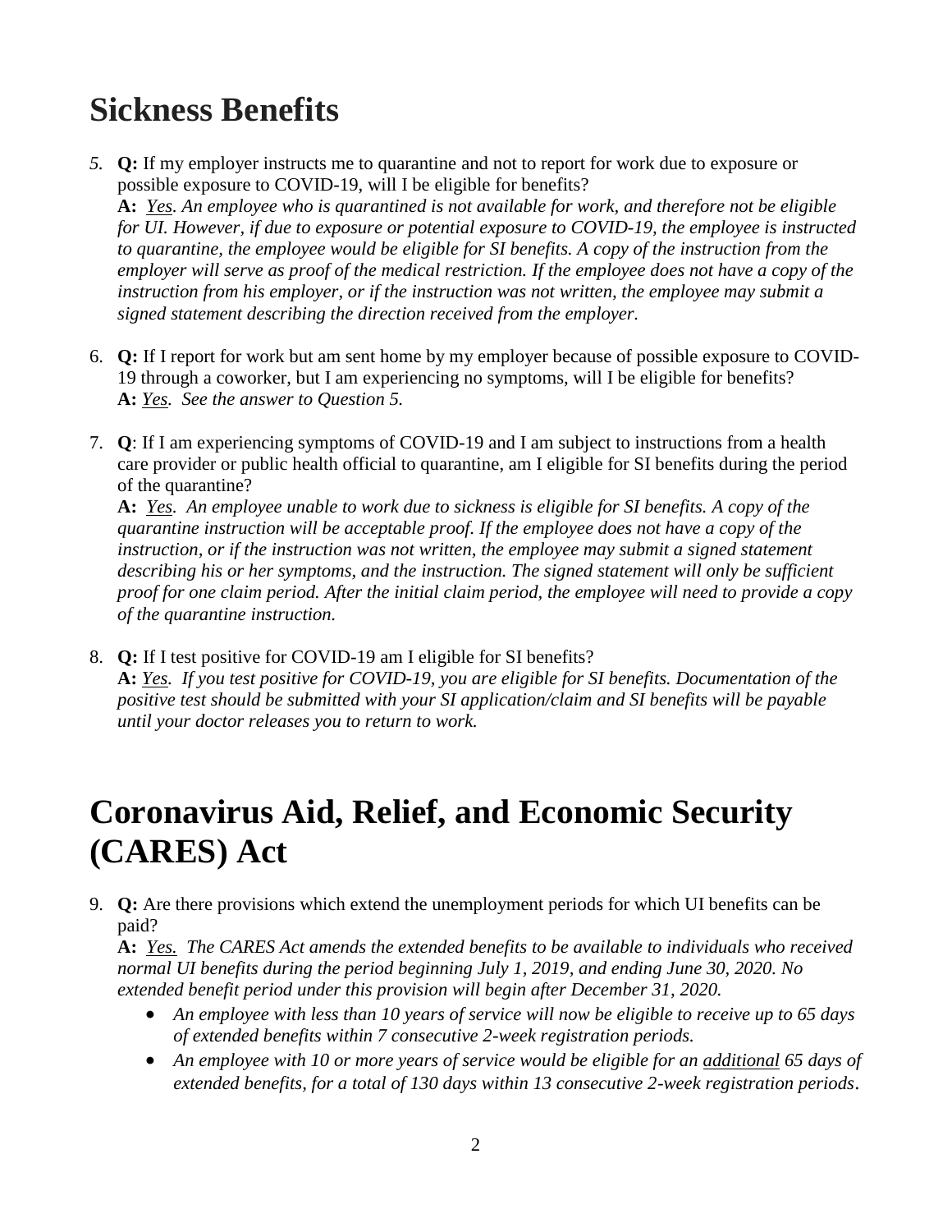# Sickness Benefits

5. **Q:** If my employer instructs me to quarantine and not to report for work due to exposure or possible exposure to COVID-19, will I be eligible for benefits?
   **A:** *Yes. An employee who is quarantined is not available for work, and therefore not be eligible for UI. However, if due to exposure or potential exposure to COVID-19, the employee is instructed to quarantine, the employee would be eligible for SI benefits. A copy of the instruction from the employer will serve as proof of the medical restriction. If the employee does not have a copy of the instruction from his employer, or if the instruction was not written, the employee may submit a signed statement describing the direction received from the employer.*

6. **Q:** If I report for work but am sent home by my employer because of possible exposure to COVID-19 through a coworker, but I am experiencing no symptoms, will I be eligible for benefits?
   **A:** *Yes. See the answer to Question 5.*

7. **Q**: If I am experiencing symptoms of COVID-19 and I am subject to instructions from a health care provider or public health official to quarantine, am I eligible for SI benefits during the period of the quarantine?
   **A:** *Yes. An employee unable to work due to sickness is eligible for SI benefits. A copy of the quarantine instruction will be acceptable proof. If the employee does not have a copy of the instruction, or if the instruction was not written, the employee may submit a signed statement describing his or her symptoms, and the instruction. The signed statement will only be sufficient proof for one claim period. After the initial claim period, the employee will need to provide a copy of the quarantine instruction.*

8. **Q:** If I test positive for COVID-19 am I eligible for SI benefits?
   **A:** *Yes. If you test positive for COVID-19, you are eligible for SI benefits. Documentation of the positive test should be submitted with your SI application/claim and SI benefits will be payable until your doctor releases you to return to work.*

# Coronavirus Aid, Relief, and Economic Security (CARES) Act

9. **Q:** Are there provisions which extend the unemployment periods for which UI benefits can be paid?
   **A:** *Yes. The CARES Act amends the extended benefits to be available to individuals who received normal UI benefits during the period beginning July 1, 2019, and ending June 30, 2020. No extended benefit period under this provision will begin after December 31, 2020.*
   - *An employee with less than 10 years of service will now be eligible to receive up to 65 days of extended benefits within 7 consecutive 2-week registration periods.*
   - *An employee with 10 or more years of service would be eligible for an additional 65 days of extended benefits, for a total of 130 days within 13 consecutive 2-week registration periods.*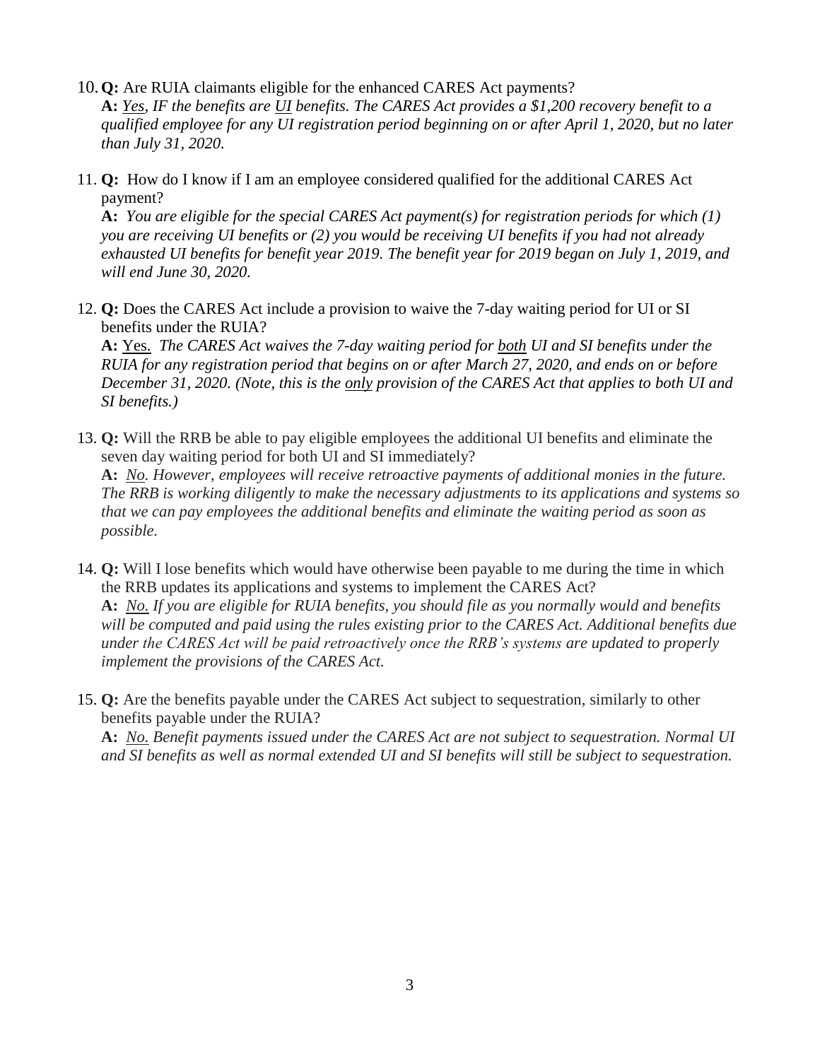10. **Q:** Are RUIA claimants eligible for the enhanced CARES Act payments?
    **A:** *Yes, IF the benefits are UI benefits. The CARES Act provides a $1,200 recovery benefit to a qualified employee for any UI registration period beginning on or after April 1, 2020, but no later than July 31, 2020.*

11. **Q:** How do I know if I am an employee considered qualified for the additional CARES Act payment?
    **A:** *You are eligible for the special CARES Act payment(s) for registration periods for which (1) you are receiving UI benefits or (2) you would be receiving UI benefits if you had not already exhausted UI benefits for benefit year 2019. The benefit year for 2019 began on July 1, 2019, and will end June 30, 2020.*

12. **Q:** Does the CARES Act include a provision to waive the 7-day waiting period for UI or SI benefits under the RUIA?
    **A:** Yes. *The CARES Act waives the 7-day waiting period for both UI and SI benefits under the RUIA for any registration period that begins on or after March 27, 2020, and ends on or before December 31, 2020. (Note, this is the only provision of the CARES Act that applies to both UI and SI benefits.)*

13. **Q:** Will the RRB be able to pay eligible employees the additional UI benefits and eliminate the seven day waiting period for both UI and SI immediately?
    **A:** *No. However, employees will receive retroactive payments of additional monies in the future. The RRB is working diligently to make the necessary adjustments to its applications and systems so that we can pay employees the additional benefits and eliminate the waiting period as soon as possible.*

14. **Q:** Will I lose benefits which would have otherwise been payable to me during the time in which the RRB updates its applications and systems to implement the CARES Act?
    **A:** *No. If you are eligible for RUIA benefits, you should file as you normally would and benefits will be computed and paid using the rules existing prior to the CARES Act. Additional benefits due under the CARES Act will be paid retroactively once the RRB's systems are updated to properly implement the provisions of the CARES Act.*

15. **Q:** Are the benefits payable under the CARES Act subject to sequestration, similarly to other benefits payable under the RUIA?
    **A:** *No. Benefit payments issued under the CARES Act are not subject to sequestration. Normal UI and SI benefits as well as normal extended UI and SI benefits will still be subject to sequestration.*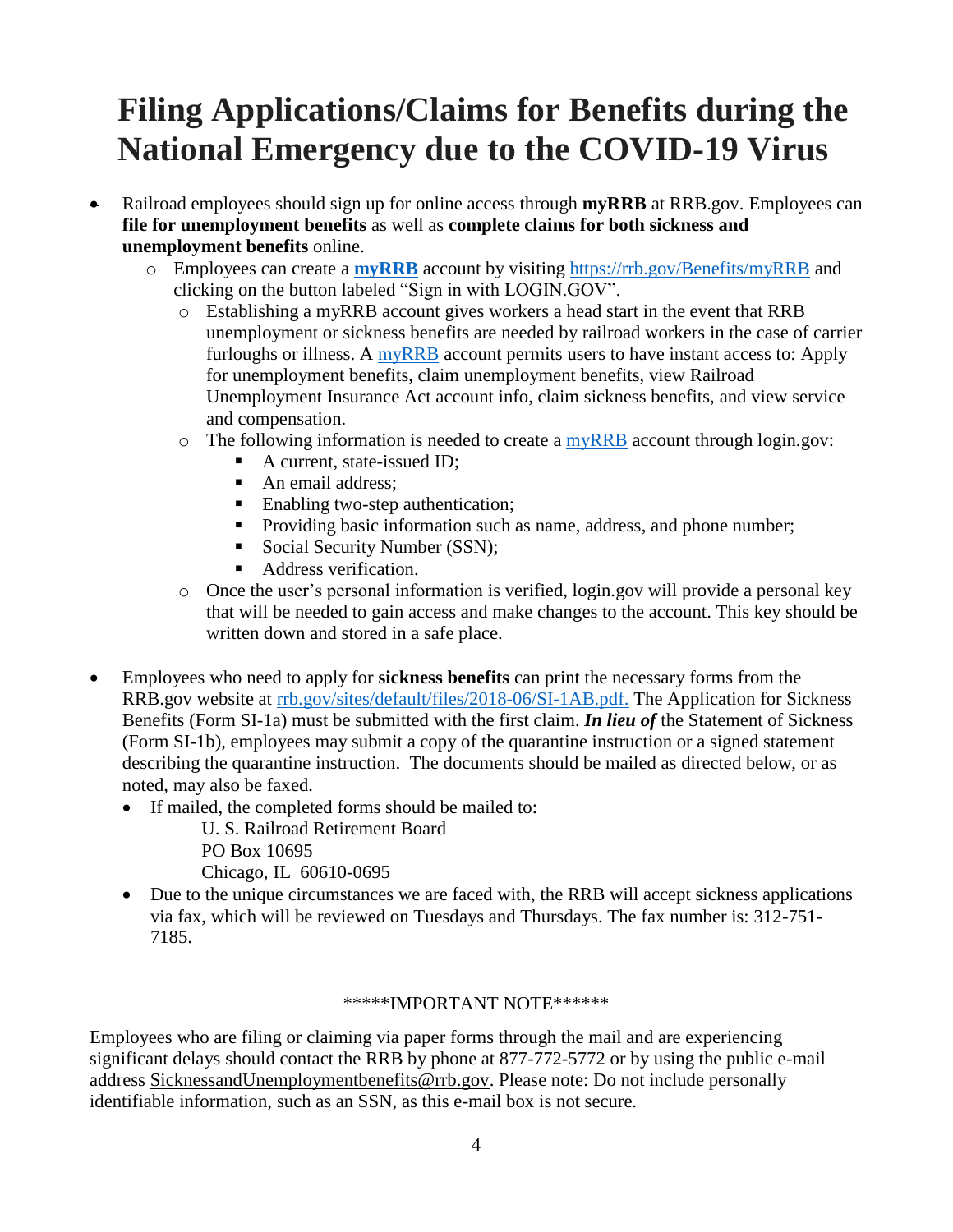# Filing Applications/Claims for Benefits during the National Emergency due to the COVID-19 Virus

- Railroad employees should sign up for online access through **myRRB** at RRB.gov. Employees can **file for unemployment benefits** as well as **complete claims for both sickness and unemployment benefits** online.
  - Employees can create a **myRRB** account by visiting https://rrb.gov/Benefits/myRRB and clicking on the button labeled "Sign in with LOGIN.GOV".
    - Establishing a myRRB account gives workers a head start in the event that RRB unemployment or sickness benefits are needed by railroad workers in the case of carrier furloughs or illness. A myRRB account permits users to have instant access to: Apply for unemployment benefits, claim unemployment benefits, view Railroad Unemployment Insurance Act account info, claim sickness benefits, and view service and compensation.
    - The following information is needed to create a myRRB account through login.gov:
      - A current, state-issued ID;
      - An email address;
      - Enabling two-step authentication;
      - Providing basic information such as name, address, and phone number;
      - Social Security Number (SSN);
      - Address verification.
    - Once the user's personal information is verified, login.gov will provide a personal key that will be needed to gain access and make changes to the account. This key should be written down and stored in a safe place.

- Employees who need to apply for **sickness benefits** can print the necessary forms from the RRB.gov website at rrb.gov/sites/default/files/2018-06/SI-1AB.pdf. The Application for Sickness Benefits (Form SI-1a) must be submitted with the first claim. ***In lieu of*** the Statement of Sickness (Form SI-1b), employees may submit a copy of the quarantine instruction or a signed statement describing the quarantine instruction. The documents should be mailed as directed below, or as noted, may also be faxed.
  - If mailed, the completed forms should be mailed to:
    U. S. Railroad Retirement Board
    PO Box 10695
    Chicago, IL 60610-0695
  - Due to the unique circumstances we are faced with, the RRB will accept sickness applications via fax, which will be reviewed on Tuesdays and Thursdays. The fax number is: 312-751-7185.

*****IMPORTANT NOTE******

Employees who are filing or claiming via paper forms through the mail and are experiencing significant delays should contact the RRB by phone at 877-772-5772 or by using the public e-mail address SicknessandUnemploymentbenefits@rrb.gov. Please note: Do not include personally identifiable information, such as an SSN, as this e-mail box is not secure.